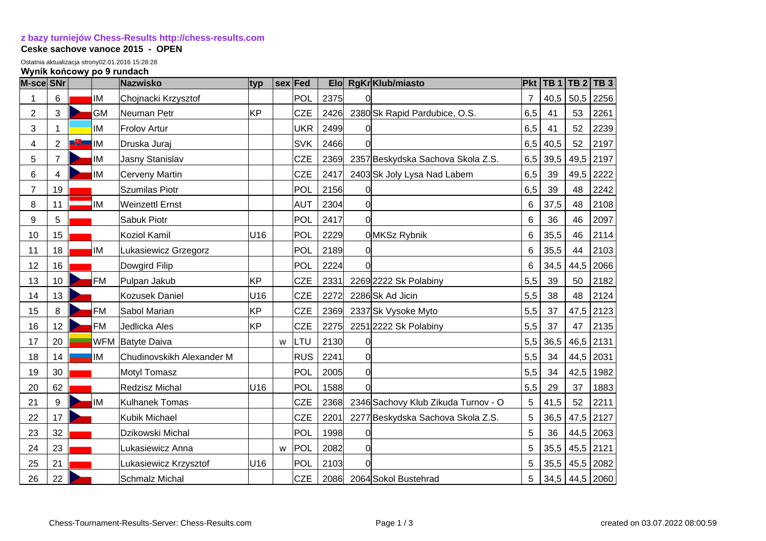**z bazy turniejów Chess-Results http://chess-results.com**

**Ceske sachove vanoce 2015 - OPEN**

Ostatnia aktualizacja strony02.01.2016 15:28:28

**Wynik końcowy po 9 rundach**

| M-sce | SNr | | | Nazwisko | typ | sex | Fed | Elo | RgKr | Klub/miasto | Pkt | TB 1 | TB 2 | TB 3 |
|---|---|---|---|---|---|---|---|---|---|---|---|---|---|---|
| 1 | 6 | | IM | Chojnacki Krzysztof | | | POL | 2375 | 0 | | 7 | 40,5 | 50,5 | 2256 |
| 2 | 3 | | GM | Neuman Petr | KP | | CZE | 2426 | 2380 | Sk Rapid Pardubice, O.S. | 6,5 | 41 | 53 | 2261 |
| 3 | 1 | | IM | Frolov Artur | | | UKR | 2499 | 0 | | 6,5 | 41 | 52 | 2239 |
| 4 | 2 | | IM | Druska Juraj | | | SVK | 2466 | 0 | | 6,5 | 40,5 | 52 | 2197 |
| 5 | 7 | | IM | Jasny Stanislav | | | CZE | 2369 | 2357 | Beskydska Sachova Skola Z.S. | 6,5 | 39,5 | 49,5 | 2197 |
| 6 | 4 | | IM | Cerveny Martin | | | CZE | 2417 | 2403 | Sk Joly Lysa Nad Labem | 6,5 | 39 | 49,5 | 2222 |
| 7 | 19 | | | Szumilas Piotr | | | POL | 2156 | 0 | | 6,5 | 39 | 48 | 2242 |
| 8 | 11 | | IM | Weinzettl Ernst | | | AUT | 2304 | 0 | | 6 | 37,5 | 48 | 2108 |
| 9 | 5 | | | Sabuk Piotr | | | POL | 2417 | 0 | | 6 | 36 | 46 | 2097 |
| 10 | 15 | | | Koziol Kamil | U16 | | POL | 2229 | 0 | MKSz Rybnik | 6 | 35,5 | 46 | 2114 |
| 11 | 18 | | IM | Lukasiewicz Grzegorz | | | POL | 2189 | 0 | | 6 | 35,5 | 44 | 2103 |
| 12 | 16 | | | Dowgird Filip | | | POL | 2224 | 0 | | 6 | 34,5 | 44,5 | 2066 |
| 13 | 10 | | FM | Pulpan Jakub | KP | | CZE | 2331 | 2269 | 2222 Sk Polabiny | 5,5 | 39 | 50 | 2182 |
| 14 | 13 | | | Kozusek Daniel | U16 | | CZE | 2272 | 2286 | Sk Ad Jicin | 5,5 | 38 | 48 | 2124 |
| 15 | 8 | | FM | Sabol Marian | KP | | CZE | 2369 | 2337 | Sk Vysoke Myto | 5,5 | 37 | 47,5 | 2123 |
| 16 | 12 | | FM | Jedlicka Ales | KP | | CZE | 2275 | 2251 | 2222 Sk Polabiny | 5,5 | 37 | 47 | 2135 |
| 17 | 20 | | WFM | Batyte Daiva | | w | LTU | 2130 | 0 | | 5,5 | 36,5 | 46,5 | 2131 |
| 18 | 14 | | IM | Chudinovskikh Alexander M | | | RUS | 2241 | 0 | | 5,5 | 34 | 44,5 | 2031 |
| 19 | 30 | | | Motyl Tomasz | | | POL | 2005 | 0 | | 5,5 | 34 | 42,5 | 1982 |
| 20 | 62 | | | Redzisz Michal | U16 | | POL | 1588 | 0 | | 5,5 | 29 | 37 | 1883 |
| 21 | 9 | | IM | Kulhanek Tomas | | | CZE | 2368 | 2346 | Sachovy Klub Zikuda Turnov - O | 5 | 41,5 | 52 | 2211 |
| 22 | 17 | | | Kubik Michael | | | CZE | 2201 | 2277 | Beskydska Sachova Skola Z.S. | 5 | 36,5 | 47,5 | 2127 |
| 23 | 32 | | | Dzikowski Michal | | | POL | 1998 | 0 | | 5 | 36 | 44,5 | 2063 |
| 24 | 23 | | | Lukasiewicz Anna | | w | POL | 2082 | 0 | | 5 | 35,5 | 45,5 | 2121 |
| 25 | 21 | | | Lukasiewicz Krzysztof | U16 | | POL | 2103 | 0 | | 5 | 35,5 | 45,5 | 2082 |
| 26 | 22 | | | Schmalz Michal | | | CZE | 2086 | 2064 | Sokol Bustehrad | 5 | 34,5 | 44,5 | 2060 |

Chess-Tournament-Results-Server: Chess-Results.com

created on 03.07.2022 08:00:59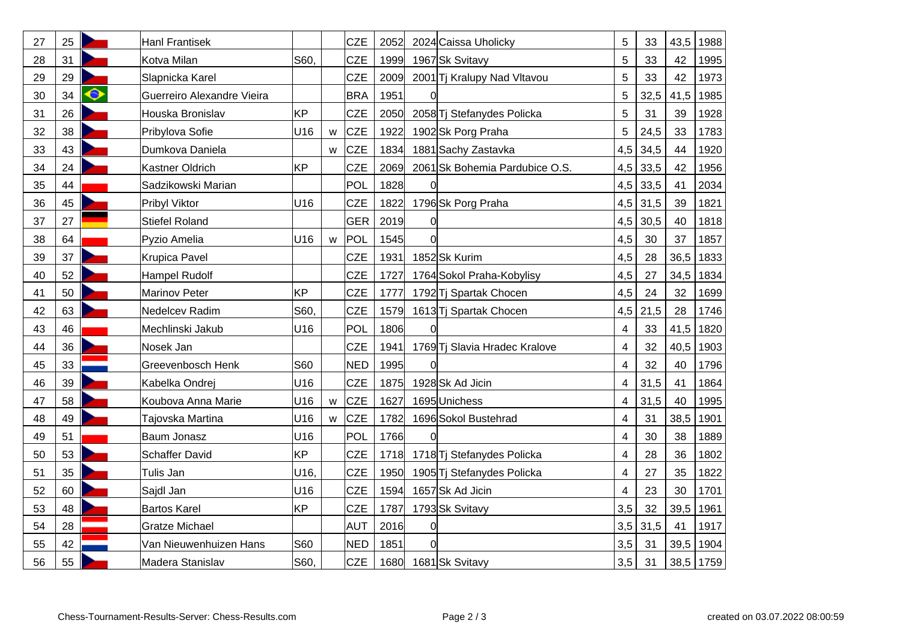| | | | | | | | | | | | | | |
|---|---|---|---|---|---|---|---|---|---|---|---|---|---|
| 27 | 25 | | Hanl Frantisek | | | CZE | 2052 | 2024 | Caissa Uholicky | 5 | 33 | 43,5 | 1988 |
| 28 | 31 | | Kotva Milan | S60, | | CZE | 1999 | 1967 | Sk Svitavy | 5 | 33 | 42 | 1995 |
| 29 | 29 | | Slapnicka Karel | | | CZE | 2009 | 2001 | Tj Kralupy Nad Vltavou | 5 | 33 | 42 | 1973 |
| 30 | 34 | | Guerreiro Alexandre Vieira | | | BRA | 1951 | 0 | | 5 | 32,5 | 41,5 | 1985 |
| 31 | 26 | | Houska Bronislav | KP | | CZE | 2050 | 2058 | Tj Stefanydes Policka | 5 | 31 | 39 | 1928 |
| 32 | 38 | | Pribylova Sofie | U16 | w | CZE | 1922 | 1902 | Sk Porg Praha | 5 | 24,5 | 33 | 1783 |
| 33 | 43 | | Dumkova Daniela | | w | CZE | 1834 | 1881 | Sachy Zastavka | 4,5 | 34,5 | 44 | 1920 |
| 34 | 24 | | Kastner Oldrich | KP | | CZE | 2069 | 2061 | Sk Bohemia Pardubice O.S. | 4,5 | 33,5 | 42 | 1956 |
| 35 | 44 | | Sadzikowski Marian | | | POL | 1828 | 0 | | 4,5 | 33,5 | 41 | 2034 |
| 36 | 45 | | Pribyl Viktor | U16 | | CZE | 1822 | 1796 | Sk Porg Praha | 4,5 | 31,5 | 39 | 1821 |
| 37 | 27 | | Stiefel Roland | | | GER | 2019 | 0 | | 4,5 | 30,5 | 40 | 1818 |
| 38 | 64 | | Pyzio Amelia | U16 | w | POL | 1545 | 0 | | 4,5 | 30 | 37 | 1857 |
| 39 | 37 | | Krupica Pavel | | | CZE | 1931 | 1852 | Sk Kurim | 4,5 | 28 | 36,5 | 1833 |
| 40 | 52 | | Hampel Rudolf | | | CZE | 1727 | 1764 | Sokol Praha-Kobylisy | 4,5 | 27 | 34,5 | 1834 |
| 41 | 50 | | Marinov Peter | KP | | CZE | 1777 | 1792 | Tj Spartak Chocen | 4,5 | 24 | 32 | 1699 |
| 42 | 63 | | Nedelcev Radim | S60, | | CZE | 1579 | 1613 | Tj Spartak Chocen | 4,5 | 21,5 | 28 | 1746 |
| 43 | 46 | | Mechlinski Jakub | U16 | | POL | 1806 | 0 | | 4 | 33 | 41,5 | 1820 |
| 44 | 36 | | Nosek Jan | | | CZE | 1941 | 1769 | Tj Slavia Hradec Kralove | 4 | 32 | 40,5 | 1903 |
| 45 | 33 | | Greevenbosch Henk | S60 | | NED | 1995 | 0 | | 4 | 32 | 40 | 1796 |
| 46 | 39 | | Kabelka Ondrej | U16 | | CZE | 1875 | 1928 | Sk Ad Jicin | 4 | 31,5 | 41 | 1864 |
| 47 | 58 | | Koubova Anna Marie | U16 | w | CZE | 1627 | 1695 | Unichess | 4 | 31,5 | 40 | 1995 |
| 48 | 49 | | Tajovska Martina | U16 | w | CZE | 1782 | 1696 | Sokol Bustehrad | 4 | 31 | 38,5 | 1901 |
| 49 | 51 | | Baum Jonasz | U16 | | POL | 1766 | 0 | | 4 | 30 | 38 | 1889 |
| 50 | 53 | | Schaffer David | KP | | CZE | 1718 | 1718 | Tj Stefanydes Policka | 4 | 28 | 36 | 1802 |
| 51 | 35 | | Tulis Jan | U16, | | CZE | 1950 | 1905 | Tj Stefanydes Policka | 4 | 27 | 35 | 1822 |
| 52 | 60 | | Sajdl Jan | U16 | | CZE | 1594 | 1657 | Sk Ad Jicin | 4 | 23 | 30 | 1701 |
| 53 | 48 | | Bartos Karel | KP | | CZE | 1787 | 1793 | Sk Svitavy | 3,5 | 32 | 39,5 | 1961 |
| 54 | 28 | | Gratze Michael | | | AUT | 2016 | 0 | | 3,5 | 31,5 | 41 | 1917 |
| 55 | 42 | | Van Nieuwenhuizen Hans | S60 | | NED | 1851 | 0 | | 3,5 | 31 | 39,5 | 1904 |
| 56 | 55 | | Madera Stanislav | S60, | | CZE | 1680 | 1681 | Sk Svitavy | 3,5 | 31 | 38,5 | 1759 |

Chess-Tournament-Results-Server: Chess-Results.com created on 03.07.2022 08:00:59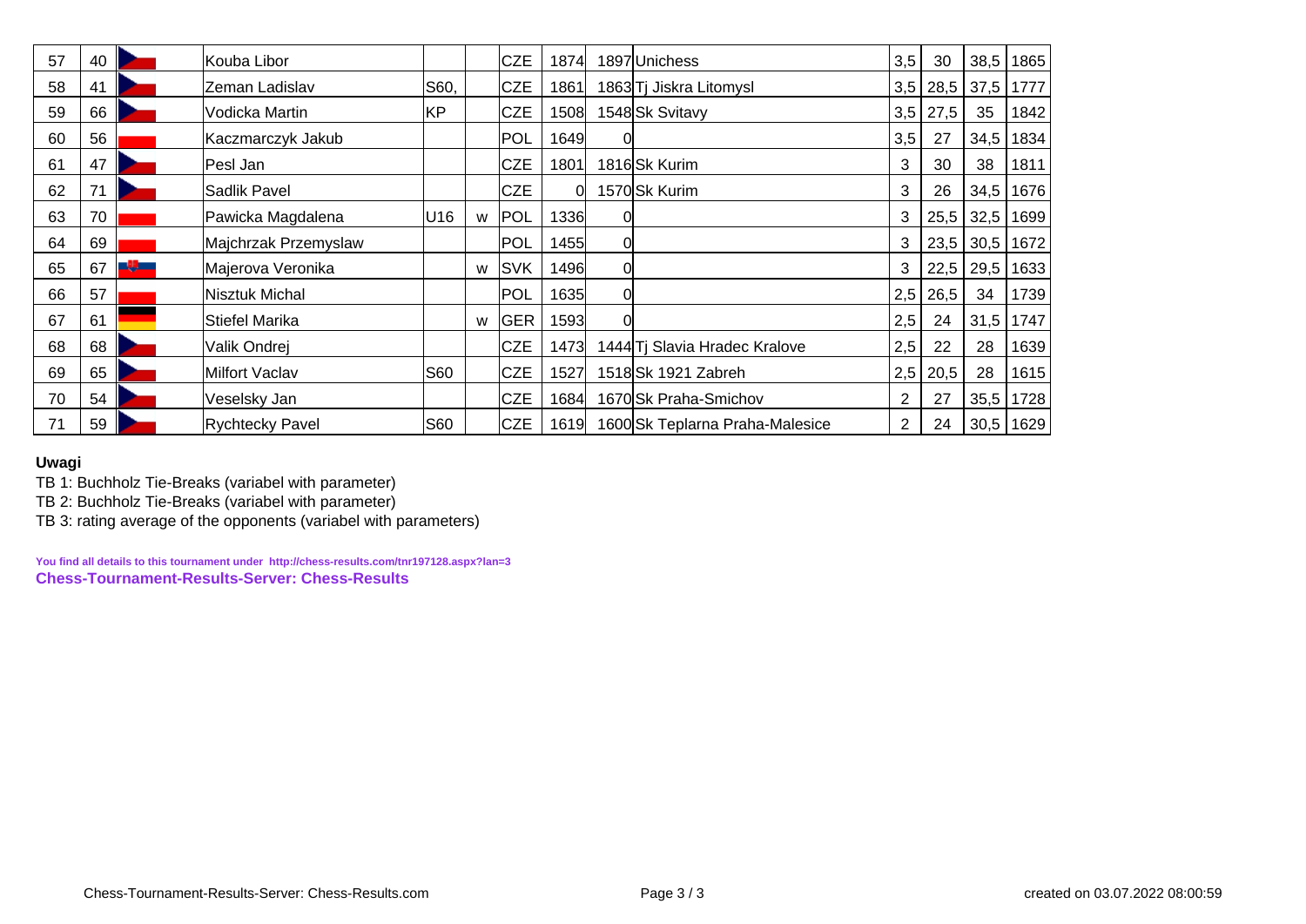| | | | | | | | | | | | | | |
|---|---|---|---|---|---|---|---|---|---|---|---|---|---|
| 57 | 40 | | Kouba Libor | | | CZE | 1874 | 1897 | Unichess | 3,5 | 30 | 38,5 | 1865 |
| 58 | 41 | | Zeman Ladislav | S60, | | CZE | 1861 | 1863 | Tj Jiskra Litomysl | 3,5 | 28,5 | 37,5 | 1777 |
| 59 | 66 | | Vodicka Martin | KP | | CZE | 1508 | 1548 | Sk Svitavy | 3,5 | 27,5 | 35 | 1842 |
| 60 | 56 | | Kaczmarczyk Jakub | | | POL | 1649 | 0 | | 3,5 | 27 | 34,5 | 1834 |
| 61 | 47 | | Pesl Jan | | | CZE | 1801 | 1816 | Sk Kurim | 3 | 30 | 38 | 1811 |
| 62 | 71 | | Sadlik Pavel | | | CZE | 0 | 1570 | Sk Kurim | 3 | 26 | 34,5 | 1676 |
| 63 | 70 | | Pawicka Magdalena | U16 | w | POL | 1336 | 0 | | 3 | 25,5 | 32,5 | 1699 |
| 64 | 69 | | Majchrzak Przemyslaw | | | POL | 1455 | 0 | | 3 | 23,5 | 30,5 | 1672 |
| 65 | 67 | | Majerova Veronika | | w | SVK | 1496 | 0 | | 3 | 22,5 | 29,5 | 1633 |
| 66 | 57 | | Nisztuk Michal | | | POL | 1635 | 0 | | 2,5 | 26,5 | 34 | 1739 |
| 67 | 61 | | Stiefel Marika | | w | GER | 1593 | 0 | | 2,5 | 24 | 31,5 | 1747 |
| 68 | 68 | | Valik Ondrej | | | CZE | 1473 | 1444 | Tj Slavia Hradec Kralove | 2,5 | 22 | 28 | 1639 |
| 69 | 65 | | Milfort Vaclav | S60 | | CZE | 1527 | 1518 | Sk 1921 Zabreh | 2,5 | 20,5 | 28 | 1615 |
| 70 | 54 | | Veselsky Jan | | | CZE | 1684 | 1670 | Sk Praha-Smichov | 2 | 27 | 35,5 | 1728 |
| 71 | 59 | | Rychtecky Pavel | S60 | | CZE | 1619 | 1600 | Sk Teplarna Praha-Malesice | 2 | 24 | 30,5 | 1629 |

**Uwagi**

TB 1: Buchholz Tie-Breaks (variabel with parameter)

TB 2: Buchholz Tie-Breaks (variabel with parameter)

TB 3: rating average of the opponents (variabel with parameters)

**You find all details to this tournament under http://chess-results.com/tnr197128.aspx?lan=3**

**Chess-Tournament-Results-Server: Chess-Results**